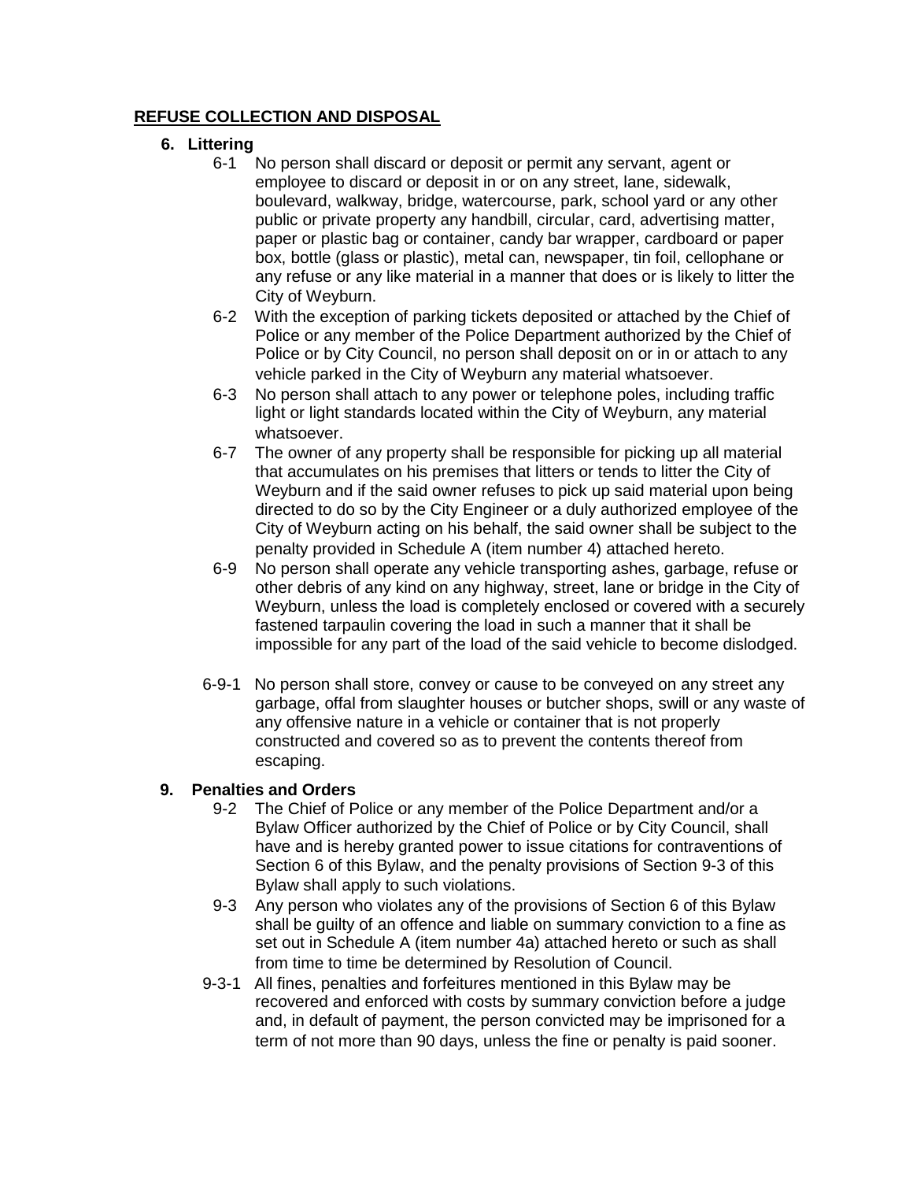**REFUSE COLLECTION AND DISPOSAL**

**6. Littering**

6-1 No person shall discard or deposit or permit any servant, agent or employee to discard or deposit in or on any street, lane, sidewalk, boulevard, walkway, bridge, watercourse, park, school yard or any other public or private property any handbill, circular, card, advertising matter, paper or plastic bag or container, candy bar wrapper, cardboard or paper box, bottle (glass or plastic), metal can, newspaper, tin foil, cellophane or any refuse or any like material in a manner that does or is likely to litter the City of Weyburn.

6-2 With the exception of parking tickets deposited or attached by the Chief of Police or any member of the Police Department authorized by the Chief of Police or by City Council, no person shall deposit on or in or attach to any vehicle parked in the City of Weyburn any material whatsoever.

6-3 No person shall attach to any power or telephone poles, including traffic light or light standards located within the City of Weyburn, any material whatsoever.

6-7 The owner of any property shall be responsible for picking up all material that accumulates on his premises that litters or tends to litter the City of Weyburn and if the said owner refuses to pick up said material upon being directed to do so by the City Engineer or a duly authorized employee of the City of Weyburn acting on his behalf, the said owner shall be subject to the penalty provided in Schedule A (item number 4) attached hereto.

6-9 No person shall operate any vehicle transporting ashes, garbage, refuse or other debris of any kind on any highway, street, lane or bridge in the City of Weyburn, unless the load is completely enclosed or covered with a securely fastened tarpaulin covering the load in such a manner that it shall be impossible for any part of the load of the said vehicle to become dislodged.

6-9-1 No person shall store, convey or cause to be conveyed on any street any garbage, offal from slaughter houses or butcher shops, swill or any waste of any offensive nature in a vehicle or container that is not properly constructed and covered so as to prevent the contents thereof from escaping.

**9. Penalties and Orders**

9-2 The Chief of Police or any member of the Police Department and/or a Bylaw Officer authorized by the Chief of Police or by City Council, shall have and is hereby granted power to issue citations for contraventions of Section 6 of this Bylaw, and the penalty provisions of Section 9-3 of this Bylaw shall apply to such violations.

9-3 Any person who violates any of the provisions of Section 6 of this Bylaw shall be guilty of an offence and liable on summary conviction to a fine as set out in Schedule A (item number 4a) attached hereto or such as shall from time to time be determined by Resolution of Council.

9-3-1 All fines, penalties and forfeitures mentioned in this Bylaw may be recovered and enforced with costs by summary conviction before a judge and, in default of payment, the person convicted may be imprisoned for a term of not more than 90 days, unless the fine or penalty is paid sooner.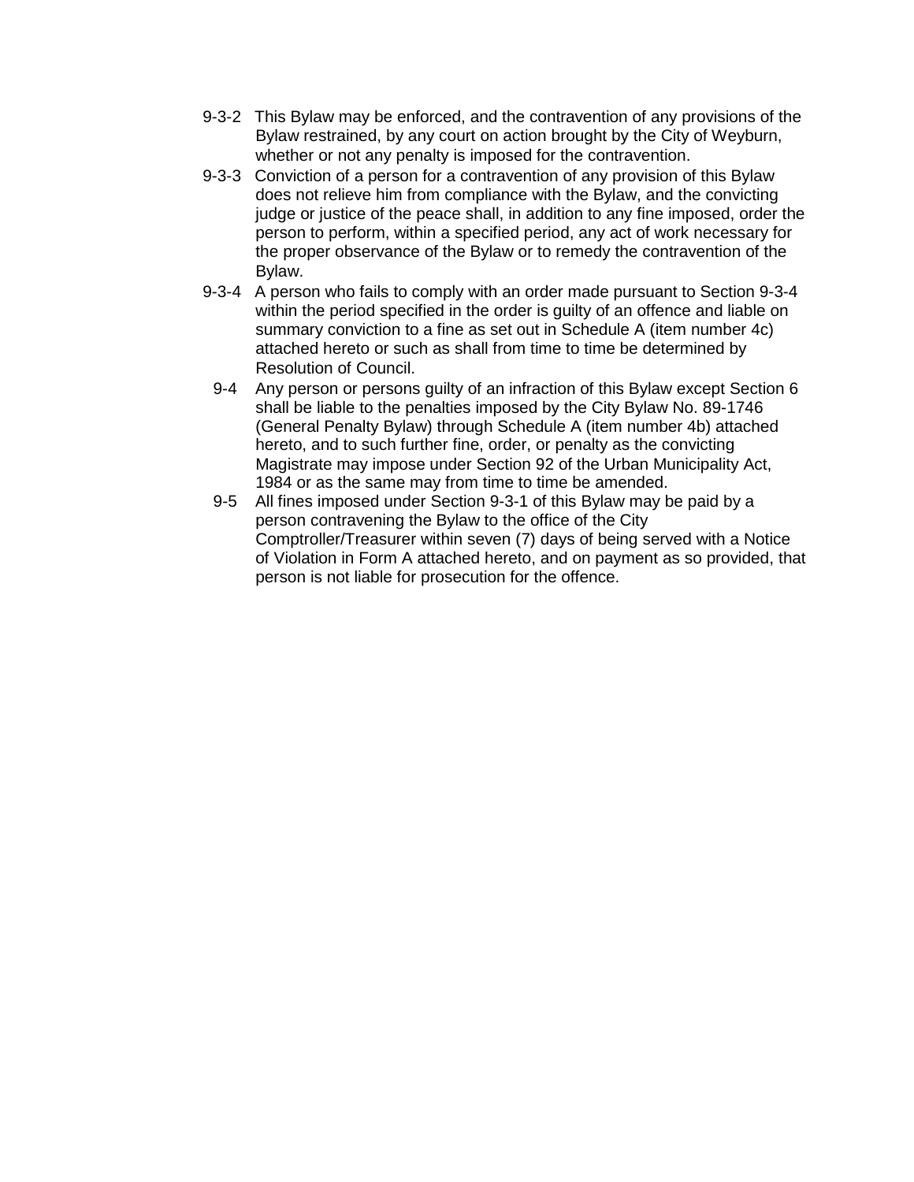9-3-2 This Bylaw may be enforced, and the contravention of any provisions of the Bylaw restrained, by any court on action brought by the City of Weyburn, whether or not any penalty is imposed for the contravention.

9-3-3 Conviction of a person for a contravention of any provision of this Bylaw does not relieve him from compliance with the Bylaw, and the convicting judge or justice of the peace shall, in addition to any fine imposed, order the person to perform, within a specified period, any act of work necessary for the proper observance of the Bylaw or to remedy the contravention of the Bylaw.

9-3-4 A person who fails to comply with an order made pursuant to Section 9-3-4 within the period specified in the order is guilty of an offence and liable on summary conviction to a fine as set out in Schedule A (item number 4c) attached hereto or such as shall from time to time be determined by Resolution of Council.

9-4 Any person or persons guilty of an infraction of this Bylaw except Section 6 shall be liable to the penalties imposed by the City Bylaw No. 89-1746 (General Penalty Bylaw) through Schedule A (item number 4b) attached hereto, and to such further fine, order, or penalty as the convicting Magistrate may impose under Section 92 of the Urban Municipality Act, 1984 or as the same may from time to time be amended.

9-5 All fines imposed under Section 9-3-1 of this Bylaw may be paid by a person contravening the Bylaw to the office of the City Comptroller/Treasurer within seven (7) days of being served with a Notice of Violation in Form A attached hereto, and on payment as so provided, that person is not liable for prosecution for the offence.